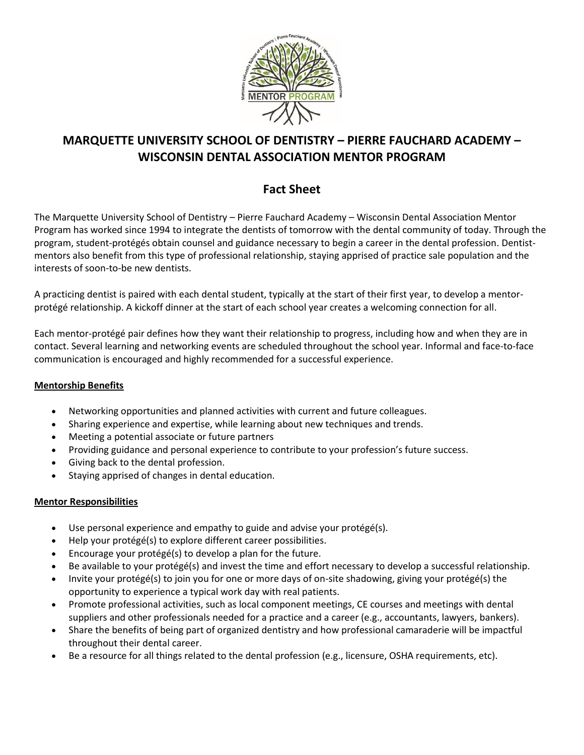# MARQUETTE UNIVERSITY SCHOOL OF DENTISTRY – PIERRE FAUCHARD ACADEMY – WISCONSIN DENTAL ASSOCIATION MENTOR PROGRAM

## Fact Sheet

The Marquette University School of Dentistry – Pierre Fauchard Academy – Wisconsin Dental Association Mentor Program has worked since 1994 to integrate the dentists of tomorrow with the dental community of today. Through the program, student-protégés obtain counsel and guidance necessary to begin a career in the dental profession. Dentist-mentors also benefit from this type of professional relationship, staying apprised of practice sale population and the interests of soon-to-be new dentists.

A practicing dentist is paired with each dental student, typically at the start of their first year, to develop a mentor-protégé relationship. A kickoff dinner at the start of each school year creates a welcoming connection for all.

Each mentor-protégé pair defines how they want their relationship to progress, including how and when they are in contact. Several learning and networking events are scheduled throughout the school year. Informal and face-to-face communication is encouraged and highly recommended for a successful experience.

**Mentorship Benefits**

- Networking opportunities and planned activities with current and future colleagues.
- Sharing experience and expertise, while learning about new techniques and trends.
- Meeting a potential associate or future partners
- Providing guidance and personal experience to contribute to your profession's future success.
- Giving back to the dental profession.
- Staying apprised of changes in dental education.

**Mentor Responsibilities**

- Use personal experience and empathy to guide and advise your protégé(s).
- Help your protégé(s) to explore different career possibilities.
- Encourage your protégé(s) to develop a plan for the future.
- Be available to your protégé(s) and invest the time and effort necessary to develop a successful relationship.
- Invite your protégé(s) to join you for one or more days of on-site shadowing, giving your protégé(s) the opportunity to experience a typical work day with real patients.
- Promote professional activities, such as local component meetings, CE courses and meetings with dental suppliers and other professionals needed for a practice and a career (e.g., accountants, lawyers, bankers).
- Share the benefits of being part of organized dentistry and how professional camaraderie will be impactful throughout their dental career.
- Be a resource for all things related to the dental profession (e.g., licensure, OSHA requirements, etc).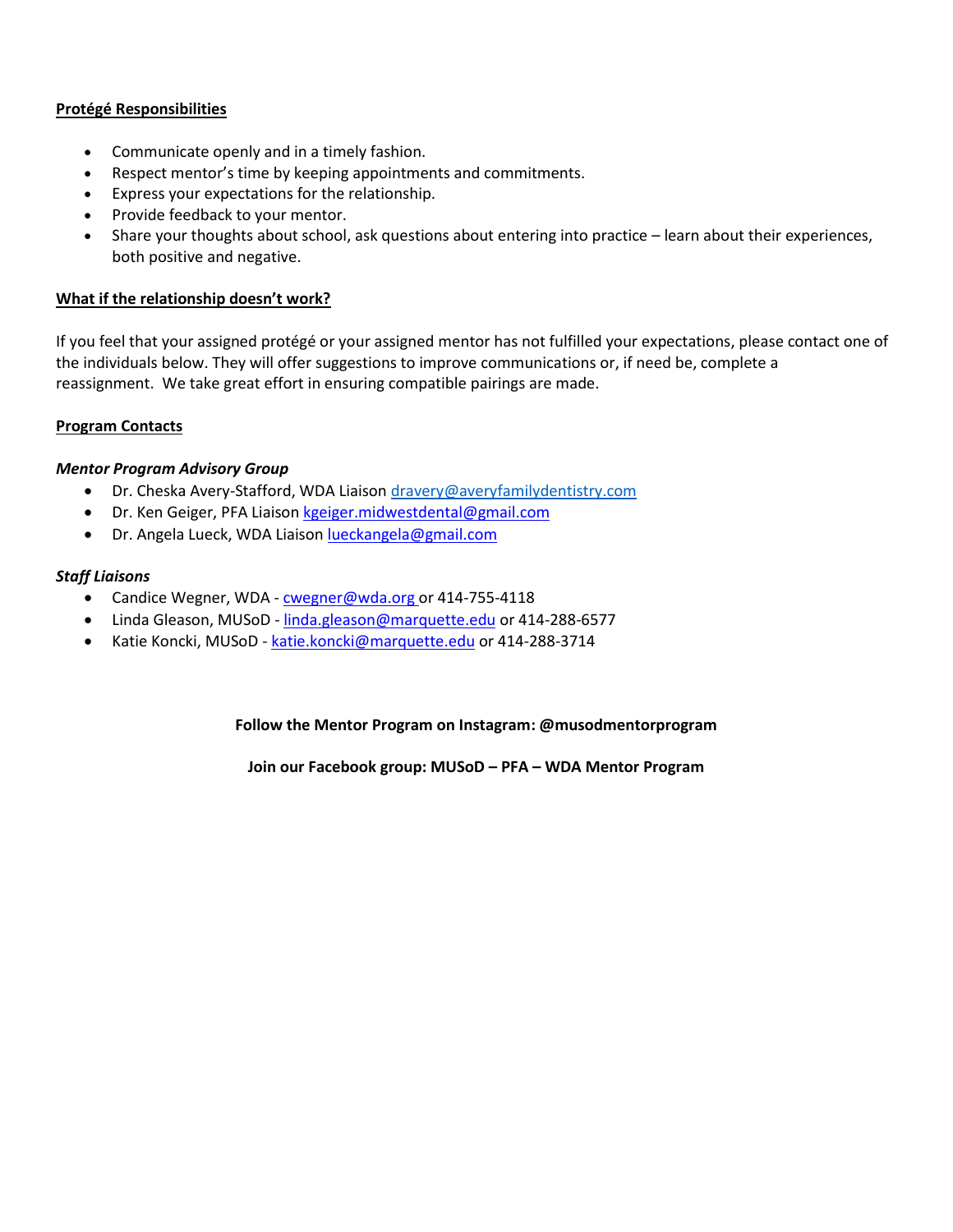**Protégé Responsibilities**

- Communicate openly and in a timely fashion.
- Respect mentor's time by keeping appointments and commitments.
- Express your expectations for the relationship.
- Provide feedback to your mentor.
- Share your thoughts about school, ask questions about entering into practice – learn about their experiences, both positive and negative.

**What if the relationship doesn't work?**

If you feel that your assigned protégé or your assigned mentor has not fulfilled your expectations, please contact one of the individuals below. They will offer suggestions to improve communications or, if need be, complete a reassignment. We take great effort in ensuring compatible pairings are made.

**Program Contacts**

***Mentor Program Advisory Group***

- Dr. Cheska Avery-Stafford, WDA Liaison dravery@averyfamilydentistry.com
- Dr. Ken Geiger, PFA Liaison kgeiger.midwestdental@gmail.com
- Dr. Angela Lueck, WDA Liaison lueckangela@gmail.com

***Staff Liaisons***

- Candice Wegner, WDA - cwegner@wda.org or 414-755-4118
- Linda Gleason, MUSoD - linda.gleason@marquette.edu or 414-288-6577
- Katie Koncki, MUSoD - katie.koncki@marquette.edu or 414-288-3714

**Follow the Mentor Program on Instagram: @musodmentorprogram**

**Join our Facebook group: MUSoD – PFA – WDA Mentor Program**